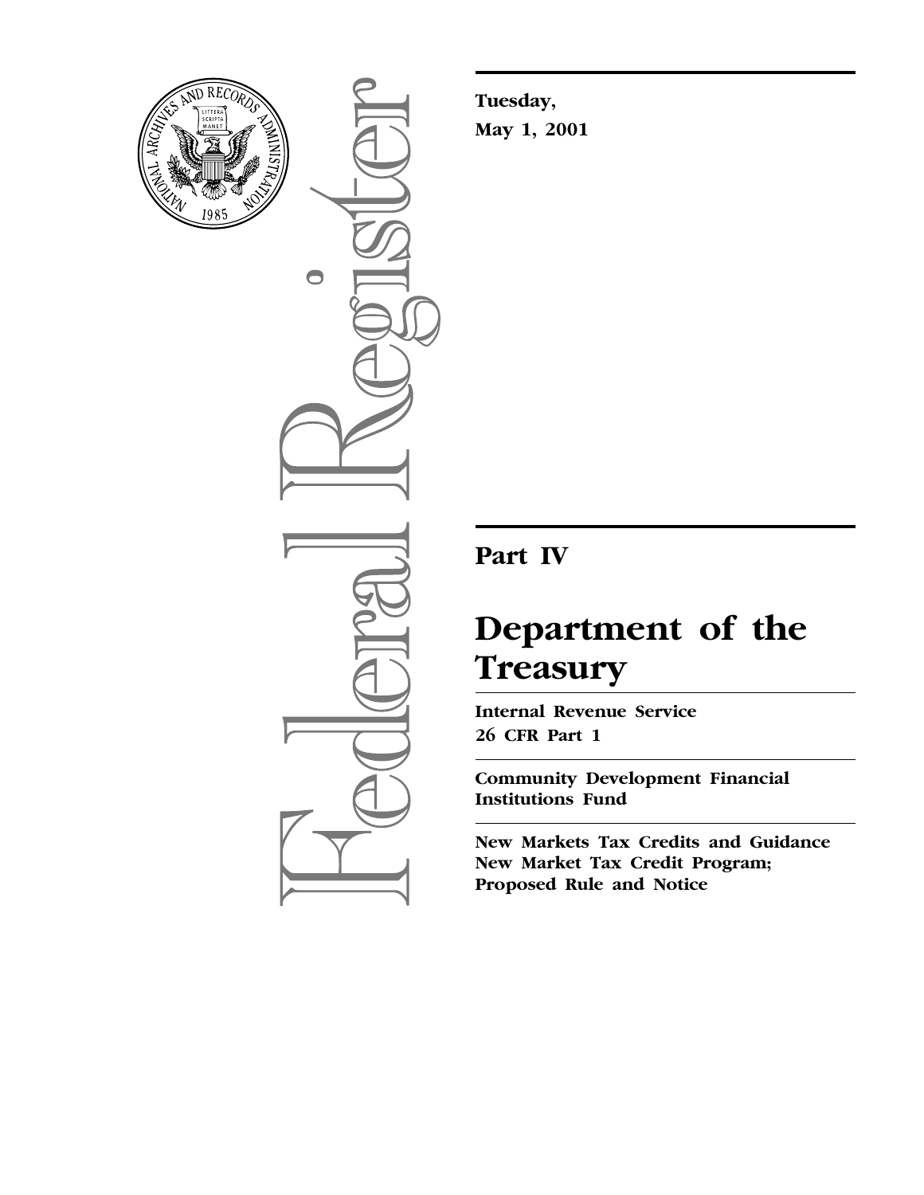**Tuesday,**
**May 1, 2001**

## Part IV

# Department of the Treasury

**Internal Revenue Service**
**26 CFR Part 1**

**Community Development Financial Institutions Fund**

**New Markets Tax Credits and Guidance New Market Tax Credit Program; Proposed Rule and Notice**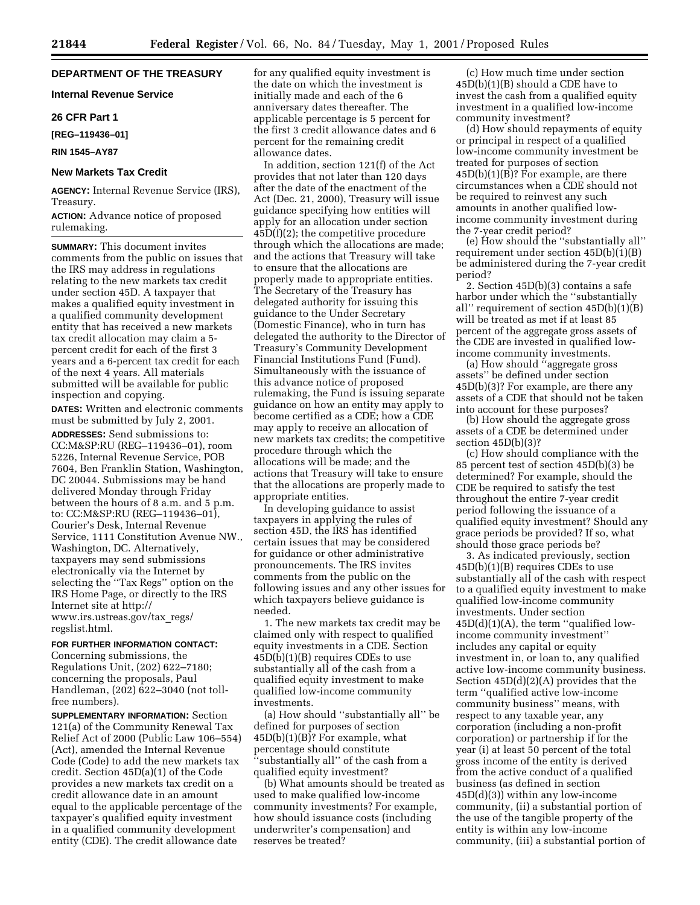**DEPARTMENT OF THE TREASURY**

**Internal Revenue Service**

**26 CFR Part 1**

**[REG–119436–01]**

**RIN 1545–AY87**

## New Markets Tax Credit

**AGENCY:** Internal Revenue Service (IRS), Treasury.

**ACTION:** Advance notice of proposed rulemaking.

**SUMMARY:** This document invites comments from the public on issues that the IRS may address in regulations relating to the new markets tax credit under section 45D. A taxpayer that makes a qualified equity investment in a qualified community development entity that has received a new markets tax credit allocation may claim a 5-percent credit for each of the first 3 years and a 6-percent tax credit for each of the next 4 years. All materials submitted will be available for public inspection and copying.

**DATES:** Written and electronic comments must be submitted by July 2, 2001.

**ADDRESSES:** Send submissions to: CC:M&SP:RU (REG–119436–01), room 5226, Internal Revenue Service, POB 7604, Ben Franklin Station, Washington, DC 20044. Submissions may be hand delivered Monday through Friday between the hours of 8 a.m. and 5 p.m. to: CC:M&SP:RU (REG–119436–01), Courier's Desk, Internal Revenue Service, 1111 Constitution Avenue NW., Washington, DC. Alternatively, taxpayers may send submissions electronically via the Internet by selecting the ''Tax Regs'' option on the IRS Home Page, or directly to the IRS Internet site at http://www.irs.ustreas.gov/tax_regs/regslist.html.

**FOR FURTHER INFORMATION CONTACT:** Concerning submissions, the Regulations Unit, (202) 622–7180; concerning the proposals, Paul Handleman, (202) 622–3040 (not toll-free numbers).

**SUPPLEMENTARY INFORMATION:** Section 121(a) of the Community Renewal Tax Relief Act of 2000 (Public Law 106–554) (Act), amended the Internal Revenue Code (Code) to add the new markets tax credit. Section 45D(a)(1) of the Code provides a new markets tax credit on a credit allowance date in an amount equal to the applicable percentage of the taxpayer's qualified equity investment in a qualified community development entity (CDE). The credit allowance date for any qualified equity investment is the date on which the investment is initially made and each of the 6 anniversary dates thereafter. The applicable percentage is 5 percent for the first 3 credit allowance dates and 6 percent for the remaining credit allowance dates.

In addition, section 121(f) of the Act provides that not later than 120 days after the date of the enactment of the Act (Dec. 21, 2000), Treasury will issue guidance specifying how entities will apply for an allocation under section 45D(f)(2); the competitive procedure through which the allocations are made; and the actions that Treasury will take to ensure that the allocations are properly made to appropriate entities. The Secretary of the Treasury has delegated authority for issuing this guidance to the Under Secretary (Domestic Finance), who in turn has delegated the authority to the Director of Treasury's Community Development Financial Institutions Fund (Fund). Simultaneously with the issuance of this advance notice of proposed rulemaking, the Fund is issuing separate guidance on how an entity may apply to become certified as a CDE; how a CDE may apply to receive an allocation of new markets tax credits; the competitive procedure through which the allocations will be made; and the actions that Treasury will take to ensure that the allocations are properly made to appropriate entities.

In developing guidance to assist taxpayers in applying the rules of section 45D, the IRS has identified certain issues that may be considered for guidance or other administrative pronouncements. The IRS invites comments from the public on the following issues and any other issues for which taxpayers believe guidance is needed.

1. The new markets tax credit may be claimed only with respect to qualified equity investments in a CDE. Section 45D(b)(1)(B) requires CDEs to use substantially all of the cash from a qualified equity investment to make qualified low-income community investments.

(a) How should ''substantially all'' be defined for purposes of section 45D(b)(1)(B)? For example, what percentage should constitute ''substantially all'' of the cash from a qualified equity investment?

(b) What amounts should be treated as used to make qualified low-income community investments? For example, how should issuance costs (including underwriter's compensation) and reserves be treated?

(c) How much time under section 45D(b)(1)(B) should a CDE have to invest the cash from a qualified equity investment in a qualified low-income community investment?

(d) How should repayments of equity or principal in respect of a qualified low-income community investment be treated for purposes of section 45D(b)(1)(B)? For example, are there circumstances when a CDE should not be required to reinvest any such amounts in another qualified low-income community investment during the 7-year credit period?

(e) How should the ''substantially all'' requirement under section 45D(b)(1)(B) be administered during the 7-year credit period?

2. Section 45D(b)(3) contains a safe harbor under which the ''substantially all'' requirement of section 45D(b)(1)(B) will be treated as met if at least 85 percent of the aggregate gross assets of the CDE are invested in qualified low-income community investments.

(a) How should ''aggregate gross assets'' be defined under section 45D(b)(3)? For example, are there any assets of a CDE that should not be taken into account for these purposes?

(b) How should the aggregate gross assets of a CDE be determined under section 45D(b)(3)?

(c) How should compliance with the 85 percent test of section 45D(b)(3) be determined? For example, should the CDE be required to satisfy the test throughout the entire 7-year credit period following the issuance of a qualified equity investment? Should any grace periods be provided? If so, what should those grace periods be?

3. As indicated previously, section 45D(b)(1)(B) requires CDEs to use substantially all of the cash with respect to a qualified equity investment to make qualified low-income community investments. Under section 45D(d)(1)(A), the term ''qualified low-income community investment'' includes any capital or equity investment in, or loan to, any qualified active low-income community business. Section 45D(d)(2)(A) provides that the term ''qualified active low-income community business'' means, with respect to any taxable year, any corporation (including a non-profit corporation) or partnership if for the year (i) at least 50 percent of the total gross income of the entity is derived from the active conduct of a qualified business (as defined in section 45D(d)(3)) within any low-income community, (ii) a substantial portion of the use of the tangible property of the entity is within any low-income community, (iii) a substantial portion of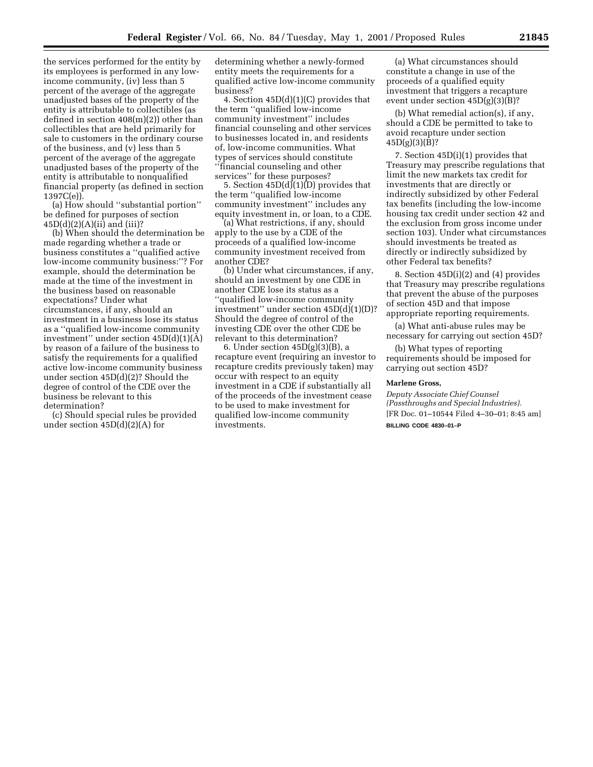the services performed for the entity by its employees is performed in any low-income community, (iv) less than 5 percent of the average of the aggregate unadjusted bases of the property of the entity is attributable to collectibles (as defined in section 408(m)(2)) other than collectibles that are held primarily for sale to customers in the ordinary course of the business, and (v) less than 5 percent of the average of the aggregate unadjusted bases of the property of the entity is attributable to nonqualified financial property (as defined in section 1397C(e)).

(a) How should ''substantial portion'' be defined for purposes of section 45D(d)(2)(A)(ii) and (iii)?

(b) When should the determination be made regarding whether a trade or business constitutes a ''qualified active low-income community business:''? For example, should the determination be made at the time of the investment in the business based on reasonable expectations? Under what circumstances, if any, should an investment in a business lose its status as a ''qualified low-income community investment'' under section 45D(d)(1)(A) by reason of a failure of the business to satisfy the requirements for a qualified active low-income community business under section 45D(d)(2)? Should the degree of control of the CDE over the business be relevant to this determination?

(c) Should special rules be provided under section 45D(d)(2)(A) for determining whether a newly-formed entity meets the requirements for a qualified active low-income community business?

4. Section 45D(d)(1)(C) provides that the term ''qualified low-income community investment'' includes financial counseling and other services to businesses located in, and residents of, low-income communities. What types of services should constitute ''financial counseling and other services'' for these purposes?

5. Section 45D(d)(1)(D) provides that the term ''qualified low-income community investment'' includes any equity investment in, or loan, to a CDE.

(a) What restrictions, if any, should apply to the use by a CDE of the proceeds of a qualified low-income community investment received from another CDE?

(b) Under what circumstances, if any, should an investment by one CDE in another CDE lose its status as a ''qualified low-income community investment'' under section 45D(d)(1)(D)? Should the degree of control of the investing CDE over the other CDE be relevant to this determination?

6. Under section 45D(g)(3)(B), a recapture event (requiring an investor to recapture credits previously taken) may occur with respect to an equity investment in a CDE if substantially all of the proceeds of the investment cease to be used to make investment for qualified low-income community investments.

(a) What circumstances should constitute a change in use of the proceeds of a qualified equity investment that triggers a recapture event under section 45D(g)(3)(B)?

(b) What remedial action(s), if any, should a CDE be permitted to take to avoid recapture under section 45D(g)(3)(B)?

7. Section 45D(i)(1) provides that Treasury may prescribe regulations that limit the new markets tax credit for investments that are directly or indirectly subsidized by other Federal tax benefits (including the low-income housing tax credit under section 42 and the exclusion from gross income under section 103). Under what circumstances should investments be treated as directly or indirectly subsidized by other Federal tax benefits?

8. Section 45D(i)(2) and (4) provides that Treasury may prescribe regulations that prevent the abuse of the purposes of section 45D and that impose appropriate reporting requirements.

(a) What anti-abuse rules may be necessary for carrying out section 45D?

(b) What types of reporting requirements should be imposed for carrying out section 45D?

**Marlene Gross,**

*Deputy Associate Chief Counsel (Passthroughs and Special Industries).*

[FR Doc. 01–10544 Filed 4–30–01; 8:45 am]

BILLING CODE 4830–01–P